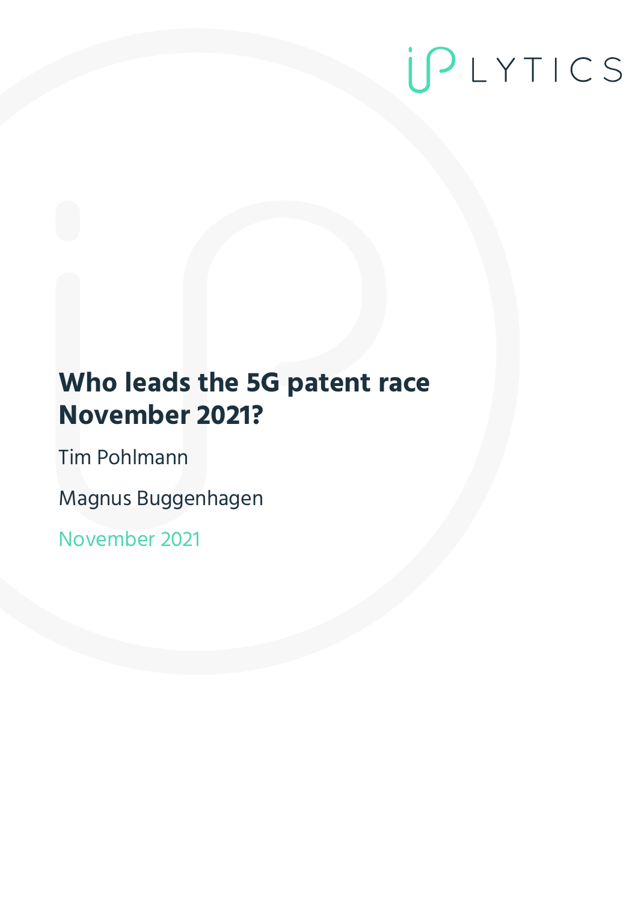# Who leads the 5G patent race November 2021?

Tim Pohlmann

Magnus Buggenhagen

November 2021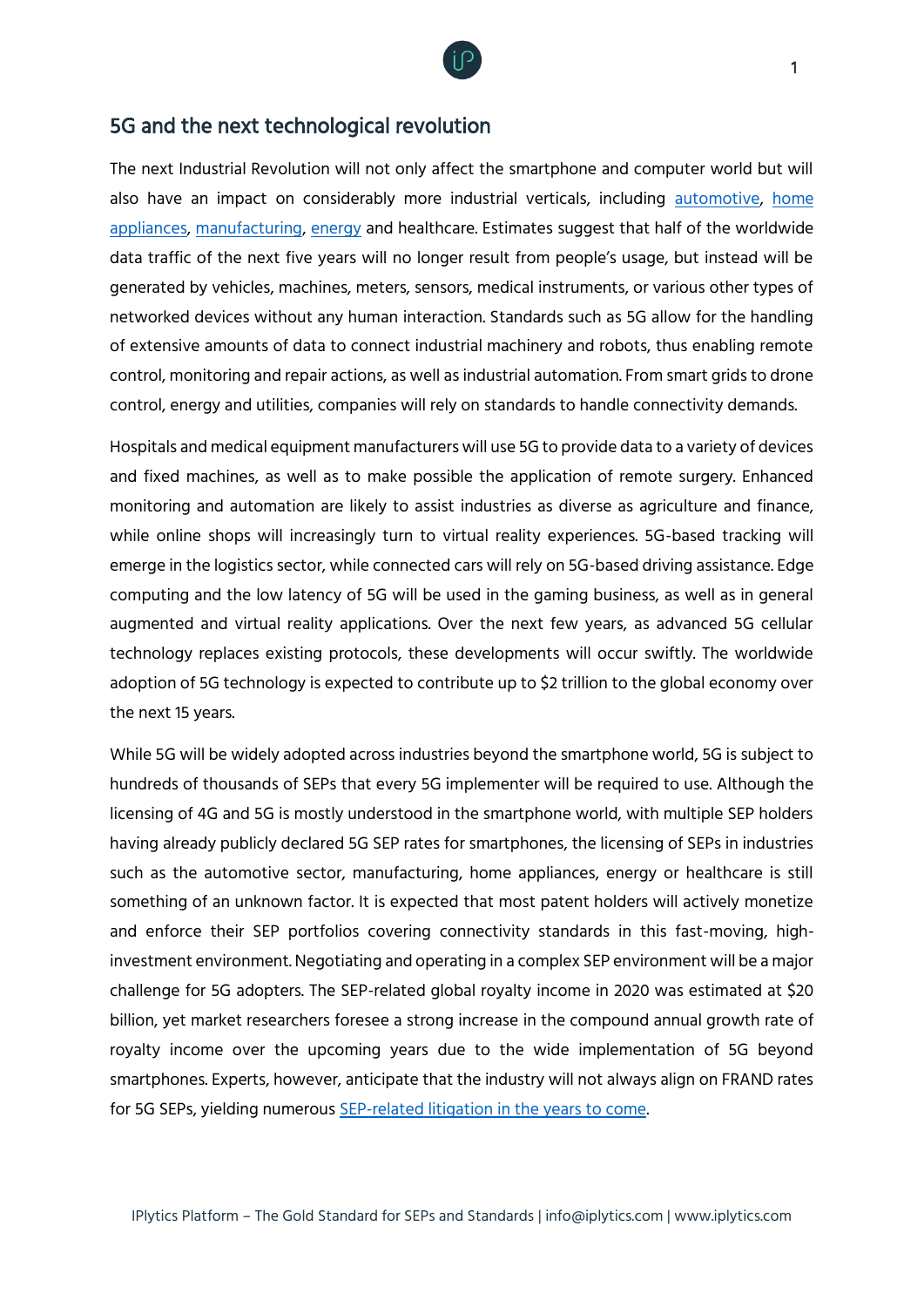## 5G and the next technological revolution

The next Industrial Revolution will not only affect the smartphone and computer world but will also have an impact on considerably more industrial verticals, including automotive, home appliances, manufacturing, energy and healthcare. Estimates suggest that half of the worldwide data traffic of the next five years will no longer result from people's usage, but instead will be generated by vehicles, machines, meters, sensors, medical instruments, or various other types of networked devices without any human interaction. Standards such as 5G allow for the handling of extensive amounts of data to connect industrial machinery and robots, thus enabling remote control, monitoring and repair actions, as well as industrial automation. From smart grids to drone control, energy and utilities, companies will rely on standards to handle connectivity demands.

Hospitals and medical equipment manufacturers will use 5G to provide data to a variety of devices and fixed machines, as well as to make possible the application of remote surgery. Enhanced monitoring and automation are likely to assist industries as diverse as agriculture and finance, while online shops will increasingly turn to virtual reality experiences. 5G-based tracking will emerge in the logistics sector, while connected cars will rely on 5G-based driving assistance. Edge computing and the low latency of 5G will be used in the gaming business, as well as in general augmented and virtual reality applications. Over the next few years, as advanced 5G cellular technology replaces existing protocols, these developments will occur swiftly. The worldwide adoption of 5G technology is expected to contribute up to $2 trillion to the global economy over the next 15 years.

While 5G will be widely adopted across industries beyond the smartphone world, 5G is subject to hundreds of thousands of SEPs that every 5G implementer will be required to use. Although the licensing of 4G and 5G is mostly understood in the smartphone world, with multiple SEP holders having already publicly declared 5G SEP rates for smartphones, the licensing of SEPs in industries such as the automotive sector, manufacturing, home appliances, energy or healthcare is still something of an unknown factor. It is expected that most patent holders will actively monetize and enforce their SEP portfolios covering connectivity standards in this fast-moving, high-investment environment. Negotiating and operating in a complex SEP environment will be a major challenge for 5G adopters. The SEP-related global royalty income in 2020 was estimated at $20 billion, yet market researchers foresee a strong increase in the compound annual growth rate of royalty income over the upcoming years due to the wide implementation of 5G beyond smartphones. Experts, however, anticipate that the industry will not always align on FRAND rates for 5G SEPs, yielding numerous SEP-related litigation in the years to come.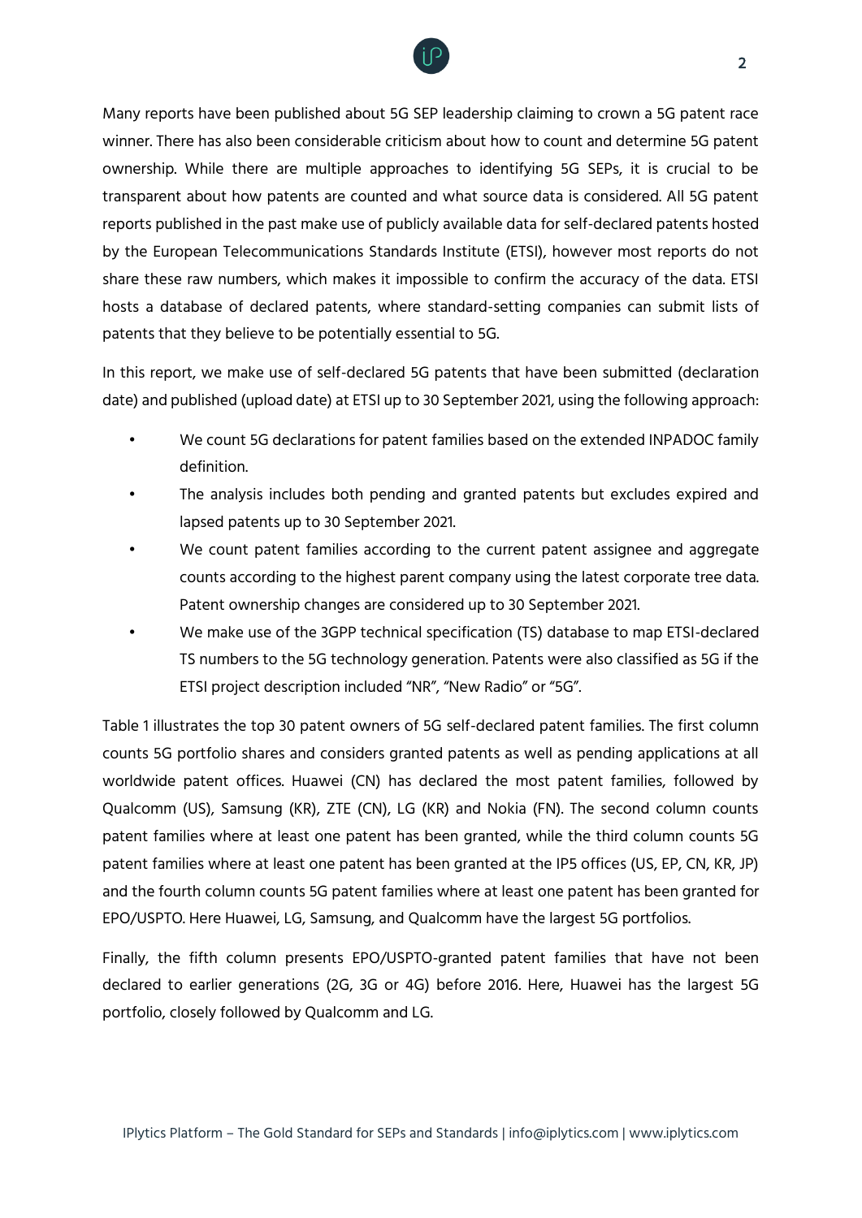Many reports have been published about 5G SEP leadership claiming to crown a 5G patent race winner. There has also been considerable criticism about how to count and determine 5G patent ownership. While there are multiple approaches to identifying 5G SEPs, it is crucial to be transparent about how patents are counted and what source data is considered. All 5G patent reports published in the past make use of publicly available data for self-declared patents hosted by the European Telecommunications Standards Institute (ETSI), however most reports do not share these raw numbers, which makes it impossible to confirm the accuracy of the data. ETSI hosts a database of declared patents, where standard-setting companies can submit lists of patents that they believe to be potentially essential to 5G.

In this report, we make use of self-declared 5G patents that have been submitted (declaration date) and published (upload date) at ETSI up to 30 September 2021, using the following approach:

- We count 5G declarations for patent families based on the extended INPADOC family definition.
- The analysis includes both pending and granted patents but excludes expired and lapsed patents up to 30 September 2021.
- We count patent families according to the current patent assignee and aggregate counts according to the highest parent company using the latest corporate tree data. Patent ownership changes are considered up to 30 September 2021.
- We make use of the 3GPP technical specification (TS) database to map ETSI-declared TS numbers to the 5G technology generation. Patents were also classified as 5G if the ETSI project description included "NR", "New Radio" or "5G".

Table 1 illustrates the top 30 patent owners of 5G self-declared patent families. The first column counts 5G portfolio shares and considers granted patents as well as pending applications at all worldwide patent offices. Huawei (CN) has declared the most patent families, followed by Qualcomm (US), Samsung (KR), ZTE (CN), LG (KR) and Nokia (FN). The second column counts patent families where at least one patent has been granted, while the third column counts 5G patent families where at least one patent has been granted at the IP5 offices (US, EP, CN, KR, JP) and the fourth column counts 5G patent families where at least one patent has been granted for EPO/USPTO. Here Huawei, LG, Samsung, and Qualcomm have the largest 5G portfolios.

Finally, the fifth column presents EPO/USPTO-granted patent families that have not been declared to earlier generations (2G, 3G or 4G) before 2016. Here, Huawei has the largest 5G portfolio, closely followed by Qualcomm and LG.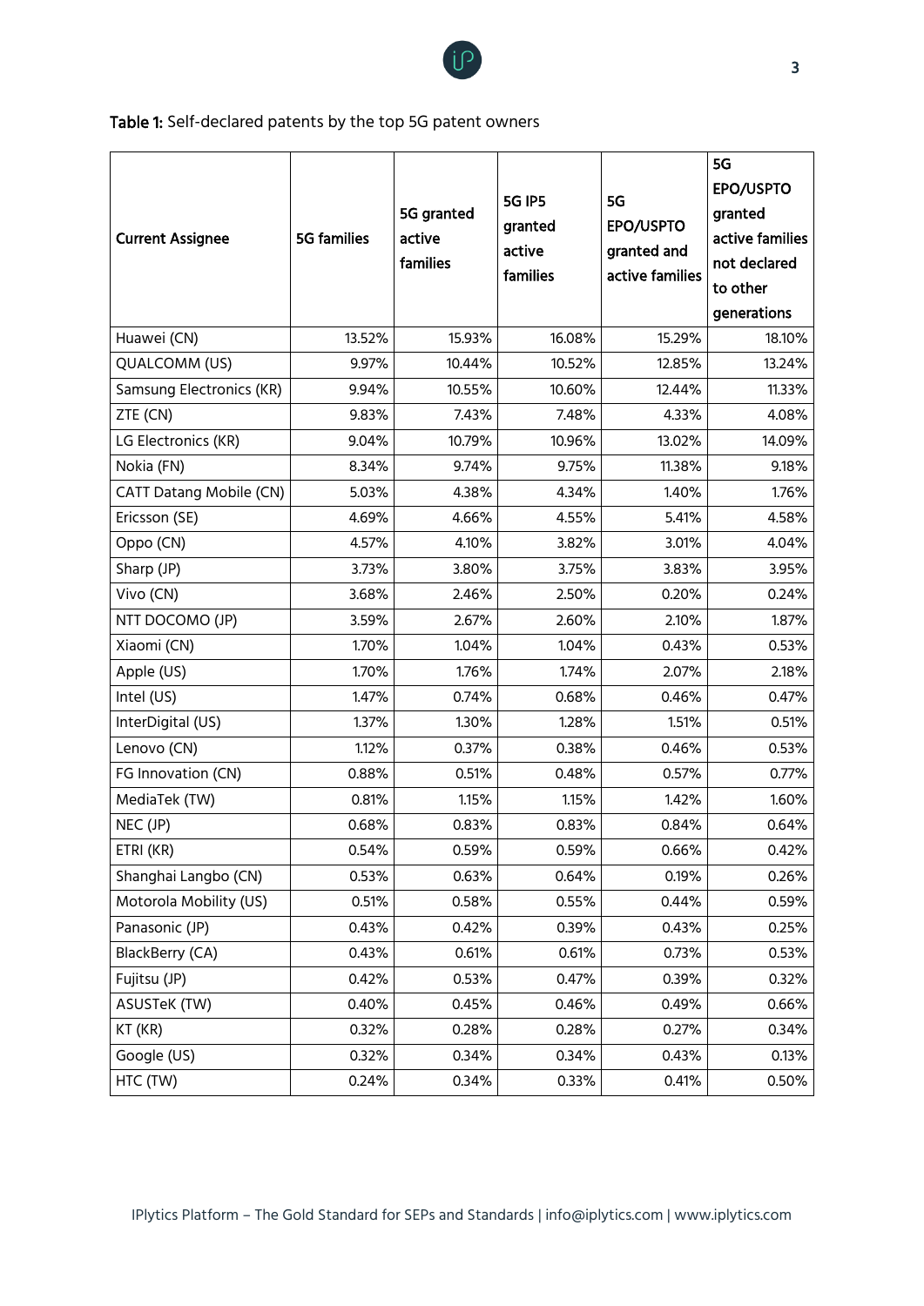**Table 1:** Self-declared patents by the top 5G patent owners

| Current Assignee | 5G families | 5G granted active families | 5G IP5 granted active families | 5G EPO/USPTO granted and active families | 5G EPO/USPTO granted active families not declared to other generations |
|---|---|---|---|---|---|
| Huawei (CN) | 13.52% | 15.93% | 16.08% | 15.29% | 18.10% |
| QUALCOMM (US) | 9.97% | 10.44% | 10.52% | 12.85% | 13.24% |
| Samsung Electronics (KR) | 9.94% | 10.55% | 10.60% | 12.44% | 11.33% |
| ZTE (CN) | 9.83% | 7.43% | 7.48% | 4.33% | 4.08% |
| LG Electronics (KR) | 9.04% | 10.79% | 10.96% | 13.02% | 14.09% |
| Nokia (FN) | 8.34% | 9.74% | 9.75% | 11.38% | 9.18% |
| CATT Datang Mobile (CN) | 5.03% | 4.38% | 4.34% | 1.40% | 1.76% |
| Ericsson (SE) | 4.69% | 4.66% | 4.55% | 5.41% | 4.58% |
| Oppo (CN) | 4.57% | 4.10% | 3.82% | 3.01% | 4.04% |
| Sharp (JP) | 3.73% | 3.80% | 3.75% | 3.83% | 3.95% |
| Vivo (CN) | 3.68% | 2.46% | 2.50% | 0.20% | 0.24% |
| NTT DOCOMO (JP) | 3.59% | 2.67% | 2.60% | 2.10% | 1.87% |
| Xiaomi (CN) | 1.70% | 1.04% | 1.04% | 0.43% | 0.53% |
| Apple (US) | 1.70% | 1.76% | 1.74% | 2.07% | 2.18% |
| Intel (US) | 1.47% | 0.74% | 0.68% | 0.46% | 0.47% |
| InterDigital (US) | 1.37% | 1.30% | 1.28% | 1.51% | 0.51% |
| Lenovo (CN) | 1.12% | 0.37% | 0.38% | 0.46% | 0.53% |
| FG Innovation (CN) | 0.88% | 0.51% | 0.48% | 0.57% | 0.77% |
| MediaTek (TW) | 0.81% | 1.15% | 1.15% | 1.42% | 1.60% |
| NEC (JP) | 0.68% | 0.83% | 0.83% | 0.84% | 0.64% |
| ETRI (KR) | 0.54% | 0.59% | 0.59% | 0.66% | 0.42% |
| Shanghai Langbo (CN) | 0.53% | 0.63% | 0.64% | 0.19% | 0.26% |
| Motorola Mobility (US) | 0.51% | 0.58% | 0.55% | 0.44% | 0.59% |
| Panasonic (JP) | 0.43% | 0.42% | 0.39% | 0.43% | 0.25% |
| BlackBerry (CA) | 0.43% | 0.61% | 0.61% | 0.73% | 0.53% |
| Fujitsu (JP) | 0.42% | 0.53% | 0.47% | 0.39% | 0.32% |
| ASUSTeK (TW) | 0.40% | 0.45% | 0.46% | 0.49% | 0.66% |
| KT (KR) | 0.32% | 0.28% | 0.28% | 0.27% | 0.34% |
| Google (US) | 0.32% | 0.34% | 0.34% | 0.43% | 0.13% |
| HTC (TW) | 0.24% | 0.34% | 0.33% | 0.41% | 0.50% |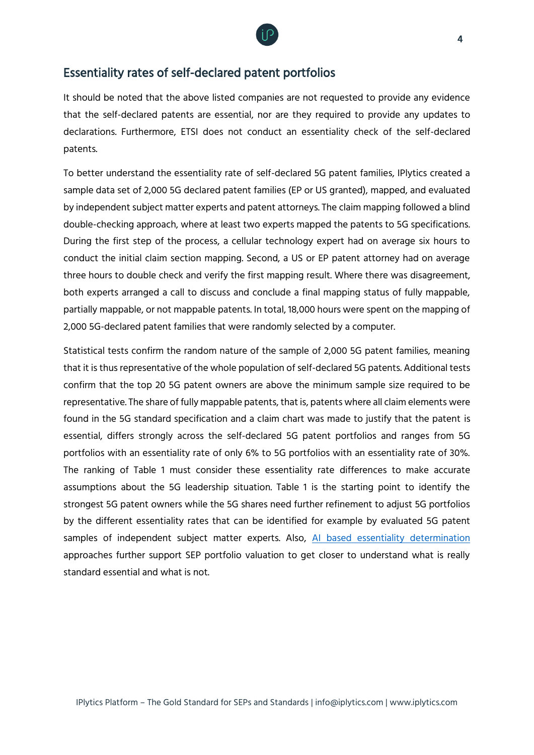## Essentiality rates of self-declared patent portfolios

It should be noted that the above listed companies are not requested to provide any evidence that the self-declared patents are essential, nor are they required to provide any updates to declarations. Furthermore, ETSI does not conduct an essentiality check of the self-declared patents.

To better understand the essentiality rate of self-declared 5G patent families, IPlytics created a sample data set of 2,000 5G declared patent families (EP or US granted), mapped, and evaluated by independent subject matter experts and patent attorneys. The claim mapping followed a blind double-checking approach, where at least two experts mapped the patents to 5G specifications. During the first step of the process, a cellular technology expert had on average six hours to conduct the initial claim section mapping. Second, a US or EP patent attorney had on average three hours to double check and verify the first mapping result. Where there was disagreement, both experts arranged a call to discuss and conclude a final mapping status of fully mappable, partially mappable, or not mappable patents. In total, 18,000 hours were spent on the mapping of 2,000 5G-declared patent families that were randomly selected by a computer.

Statistical tests confirm the random nature of the sample of 2,000 5G patent families, meaning that it is thus representative of the whole population of self-declared 5G patents. Additional tests confirm that the top 20 5G patent owners are above the minimum sample size required to be representative. The share of fully mappable patents, that is, patents where all claim elements were found in the 5G standard specification and a claim chart was made to justify that the patent is essential, differs strongly across the self-declared 5G patent portfolios and ranges from 5G portfolios with an essentiality rate of only 6% to 5G portfolios with an essentiality rate of 30%. The ranking of Table 1 must consider these essentiality rate differences to make accurate assumptions about the 5G leadership situation. Table 1 is the starting point to identify the strongest 5G patent owners while the 5G shares need further refinement to adjust 5G portfolios by the different essentiality rates that can be identified for example by evaluated 5G patent samples of independent subject matter experts. Also, AI based essentiality determination approaches further support SEP portfolio valuation to get closer to understand what is really standard essential and what is not.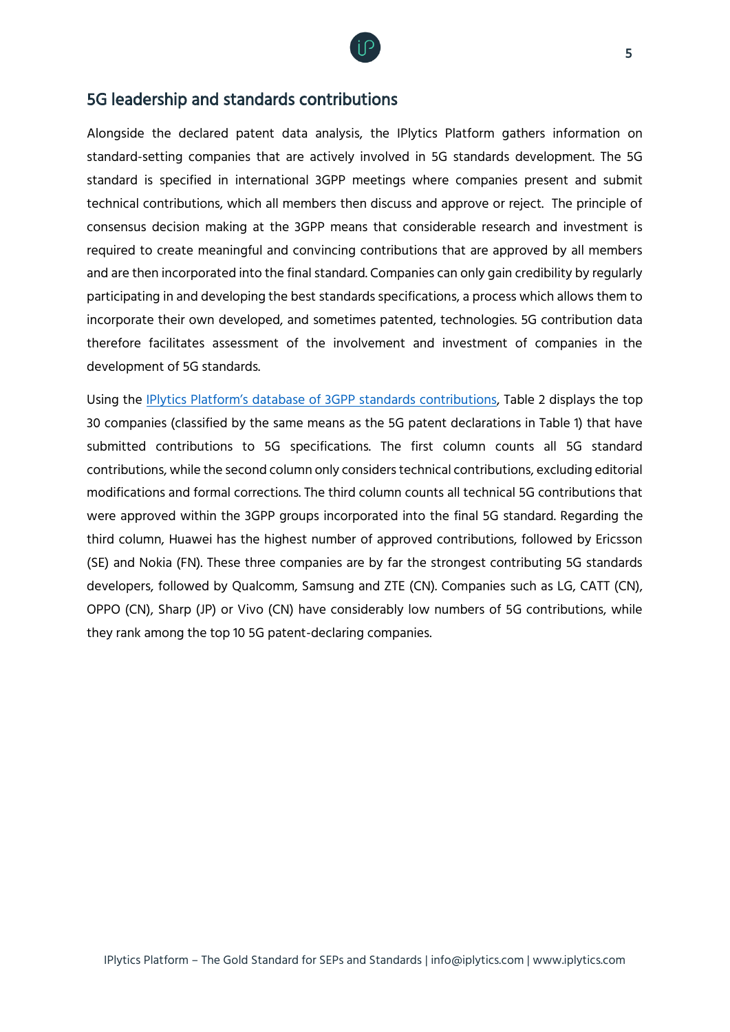## 5G leadership and standards contributions

Alongside the declared patent data analysis, the IPlytics Platform gathers information on standard-setting companies that are actively involved in 5G standards development. The 5G standard is specified in international 3GPP meetings where companies present and submit technical contributions, which all members then discuss and approve or reject. The principle of consensus decision making at the 3GPP means that considerable research and investment is required to create meaningful and convincing contributions that are approved by all members and are then incorporated into the final standard. Companies can only gain credibility by regularly participating in and developing the best standards specifications, a process which allows them to incorporate their own developed, and sometimes patented, technologies. 5G contribution data therefore facilitates assessment of the involvement and investment of companies in the development of 5G standards.

Using the [IPlytics Platform's database of 3GPP standards contributions](), Table 2 displays the top 30 companies (classified by the same means as the 5G patent declarations in Table 1) that have submitted contributions to 5G specifications. The first column counts all 5G standard contributions, while the second column only considers technical contributions, excluding editorial modifications and formal corrections. The third column counts all technical 5G contributions that were approved within the 3GPP groups incorporated into the final 5G standard. Regarding the third column, Huawei has the highest number of approved contributions, followed by Ericsson (SE) and Nokia (FN). These three companies are by far the strongest contributing 5G standards developers, followed by Qualcomm, Samsung and ZTE (CN). Companies such as LG, CATT (CN), OPPO (CN), Sharp (JP) or Vivo (CN) have considerably low numbers of 5G contributions, while they rank among the top 10 5G patent-declaring companies.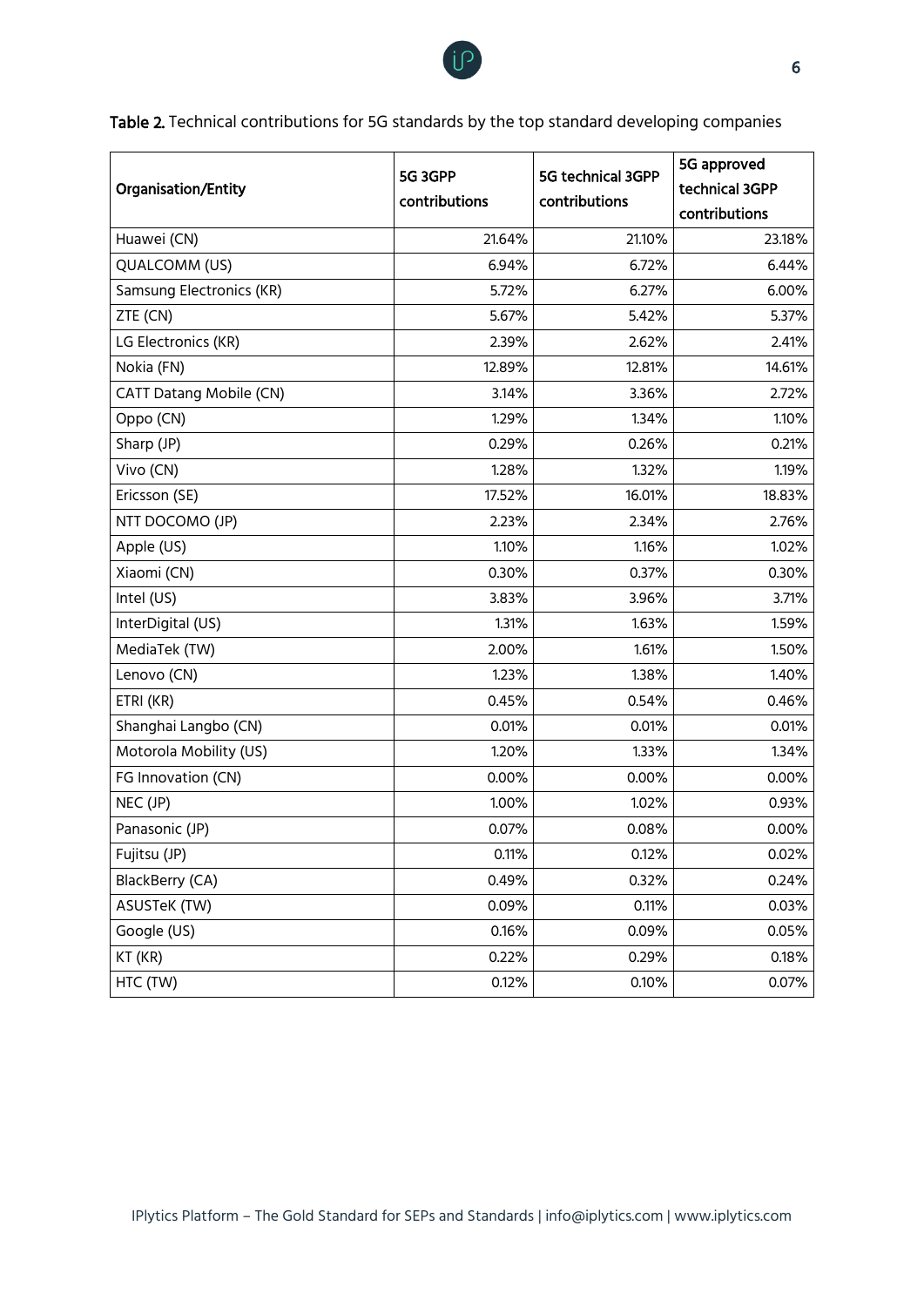**Table 2.** Technical contributions for 5G standards by the top standard developing companies

| Organisation/Entity | 5G 3GPP contributions | 5G technical 3GPP contributions | 5G approved technical 3GPP contributions |
|---|---|---|---|
| Huawei (CN) | 21.64% | 21.10% | 23.18% |
| QUALCOMM (US) | 6.94% | 6.72% | 6.44% |
| Samsung Electronics (KR) | 5.72% | 6.27% | 6.00% |
| ZTE (CN) | 5.67% | 5.42% | 5.37% |
| LG Electronics (KR) | 2.39% | 2.62% | 2.41% |
| Nokia (FN) | 12.89% | 12.81% | 14.61% |
| CATT Datang Mobile (CN) | 3.14% | 3.36% | 2.72% |
| Oppo (CN) | 1.29% | 1.34% | 1.10% |
| Sharp (JP) | 0.29% | 0.26% | 0.21% |
| Vivo (CN) | 1.28% | 1.32% | 1.19% |
| Ericsson (SE) | 17.52% | 16.01% | 18.83% |
| NTT DOCOMO (JP) | 2.23% | 2.34% | 2.76% |
| Apple (US) | 1.10% | 1.16% | 1.02% |
| Xiaomi (CN) | 0.30% | 0.37% | 0.30% |
| Intel (US) | 3.83% | 3.96% | 3.71% |
| InterDigital (US) | 1.31% | 1.63% | 1.59% |
| MediaTek (TW) | 2.00% | 1.61% | 1.50% |
| Lenovo (CN) | 1.23% | 1.38% | 1.40% |
| ETRI (KR) | 0.45% | 0.54% | 0.46% |
| Shanghai Langbo (CN) | 0.01% | 0.01% | 0.01% |
| Motorola Mobility (US) | 1.20% | 1.33% | 1.34% |
| FG Innovation (CN) | 0.00% | 0.00% | 0.00% |
| NEC (JP) | 1.00% | 1.02% | 0.93% |
| Panasonic (JP) | 0.07% | 0.08% | 0.00% |
| Fujitsu (JP) | 0.11% | 0.12% | 0.02% |
| BlackBerry (CA) | 0.49% | 0.32% | 0.24% |
| ASUSTeK (TW) | 0.09% | 0.11% | 0.03% |
| Google (US) | 0.16% | 0.09% | 0.05% |
| KT (KR) | 0.22% | 0.29% | 0.18% |
| HTC (TW) | 0.12% | 0.10% | 0.07% |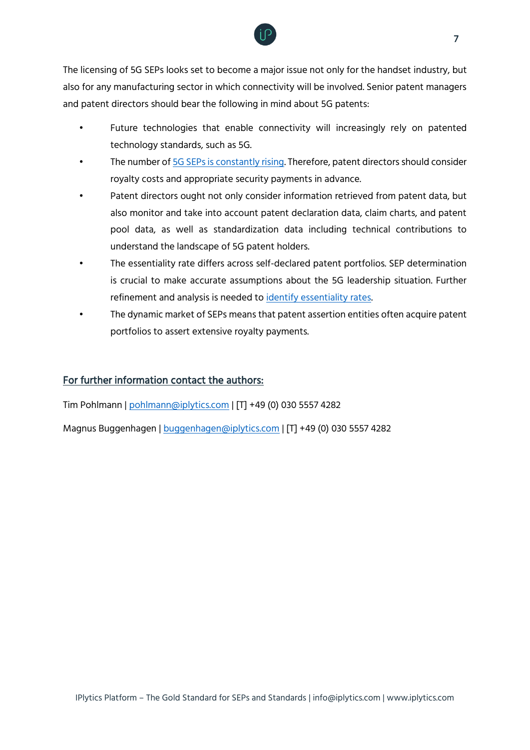The licensing of 5G SEPs looks set to become a major issue not only for the handset industry, but also for any manufacturing sector in which connectivity will be involved. Senior patent managers and patent directors should bear the following in mind about 5G patents:

- Future technologies that enable connectivity will increasingly rely on patented technology standards, such as 5G.
- The number of 5G SEPs is constantly rising. Therefore, patent directors should consider royalty costs and appropriate security payments in advance.
- Patent directors ought not only consider information retrieved from patent data, but also monitor and take into account patent declaration data, claim charts, and patent pool data, as well as standardization data including technical contributions to understand the landscape of 5G patent holders.
- The essentiality rate differs across self-declared patent portfolios. SEP determination is crucial to make accurate assumptions about the 5G leadership situation. Further refinement and analysis is needed to identify essentiality rates.
- The dynamic market of SEPs means that patent assertion entities often acquire patent portfolios to assert extensive royalty payments.

## For further information contact the authors:

Tim Pohlmann | pohlmann@iplytics.com | [T] +49 (0) 030 5557 4282

Magnus Buggenhagen | buggenhagen@iplytics.com | [T] +49 (0) 030 5557 4282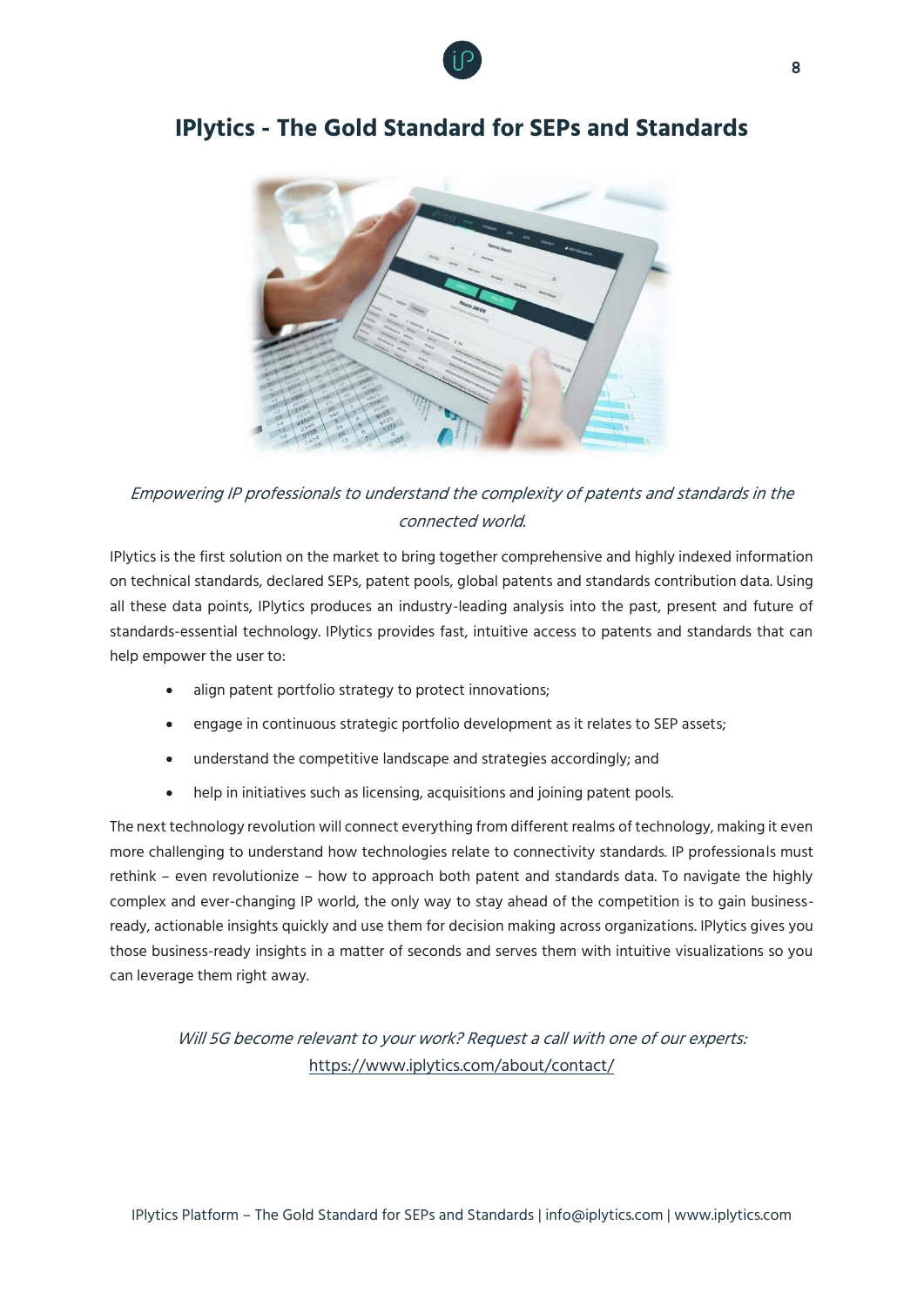# IPlytics - The Gold Standard for SEPs and Standards

*Empowering IP professionals to understand the complexity of patents and standards in the connected world.*

IPlytics is the first solution on the market to bring together comprehensive and highly indexed information on technical standards, declared SEPs, patent pools, global patents and standards contribution data. Using all these data points, IPlytics produces an industry-leading analysis into the past, present and future of standards-essential technology. IPlytics provides fast, intuitive access to patents and standards that can help empower the user to:

- align patent portfolio strategy to protect innovations;
- engage in continuous strategic portfolio development as it relates to SEP assets;
- understand the competitive landscape and strategies accordingly; and
- help in initiatives such as licensing, acquisitions and joining patent pools.

The next technology revolution will connect everything from different realms of technology, making it even more challenging to understand how technologies relate to connectivity standards. IP professionals must rethink – even revolutionize – how to approach both patent and standards data. To navigate the highly complex and ever-changing IP world, the only way to stay ahead of the competition is to gain business-ready, actionable insights quickly and use them for decision making across organizations. IPlytics gives you those business-ready insights in a matter of seconds and serves them with intuitive visualizations so you can leverage them right away.

*Will 5G become relevant to your work? Request a call with one of our experts:*
https://www.iplytics.com/about/contact/